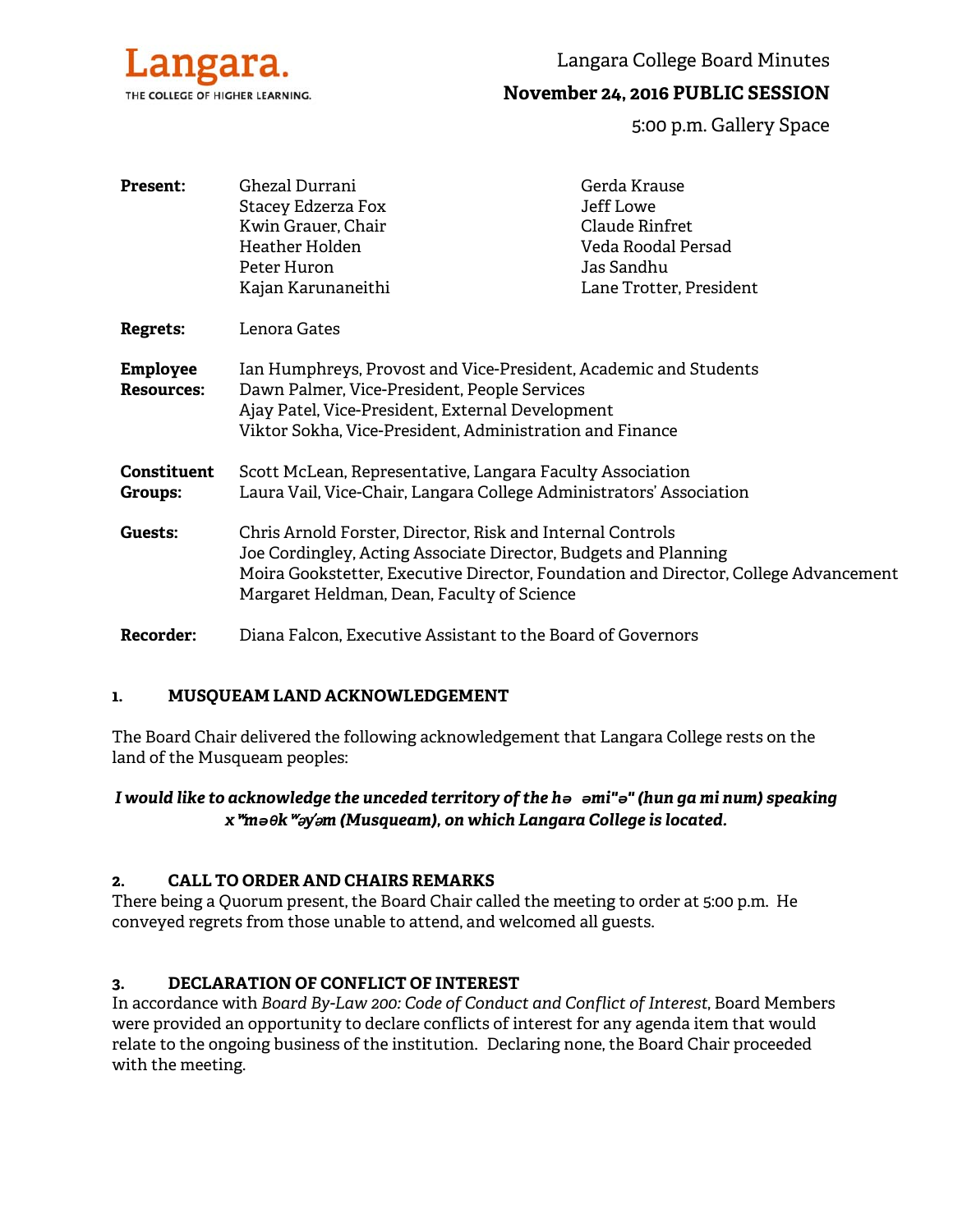Langara. THE COLLEGE OF HIGHER LEARNING.

# Langara College Board Minutes

## November 24, 2016 PUBLIC SESSION

5:00 p.m. Gallery Space

**Present:**
Ghezal Durrani
Stacey Edzerza Fox
Kwin Grauer, Chair
Heather Holden
Peter Huron
Kajan Karunaneithi
Gerda Krause
Jeff Lowe
Claude Rinfret
Veda Roodal Persad
Jas Sandhu
Lane Trotter, President

**Regrets:** Lenora Gates

**Employee Resources:**
Ian Humphreys, Provost and Vice-President, Academic and Students
Dawn Palmer, Vice-President, People Services
Ajay Patel, Vice-President, External Development
Viktor Sokha, Vice-President, Administration and Finance

**Constituent Groups:**
Scott McLean, Representative, Langara Faculty Association
Laura Vail, Vice-Chair, Langara College Administrators' Association

**Guests:**
Chris Arnold Forster, Director, Risk and Internal Controls
Joe Cordingley, Acting Associate Director, Budgets and Planning
Moira Gookstetter, Executive Director, Foundation and Director, College Advancement
Margaret Heldman, Dean, Faculty of Science

**Recorder:** Diana Falcon, Executive Assistant to the Board of Governors

### 1. MUSQUEAM LAND ACKNOWLEDGEMENT

The Board Chair delivered the following acknowledgement that Langara College rests on the land of the Musqueam peoples:

***I would like to acknowledge the unceded territory of the hə əmi"ə" (hun ga mi num) speaking xʷm̓əθkʷəy̓əm (Musqueam), on which Langara College is located.***

### 2. CALL TO ORDER AND CHAIRS REMARKS

There being a Quorum present, the Board Chair called the meeting to order at 5:00 p.m. He conveyed regrets from those unable to attend, and welcomed all guests.

### 3. DECLARATION OF CONFLICT OF INTEREST

In accordance with *Board By-Law 200: Code of Conduct and Conflict of Interest*, Board Members were provided an opportunity to declare conflicts of interest for any agenda item that would relate to the ongoing business of the institution. Declaring none, the Board Chair proceeded with the meeting.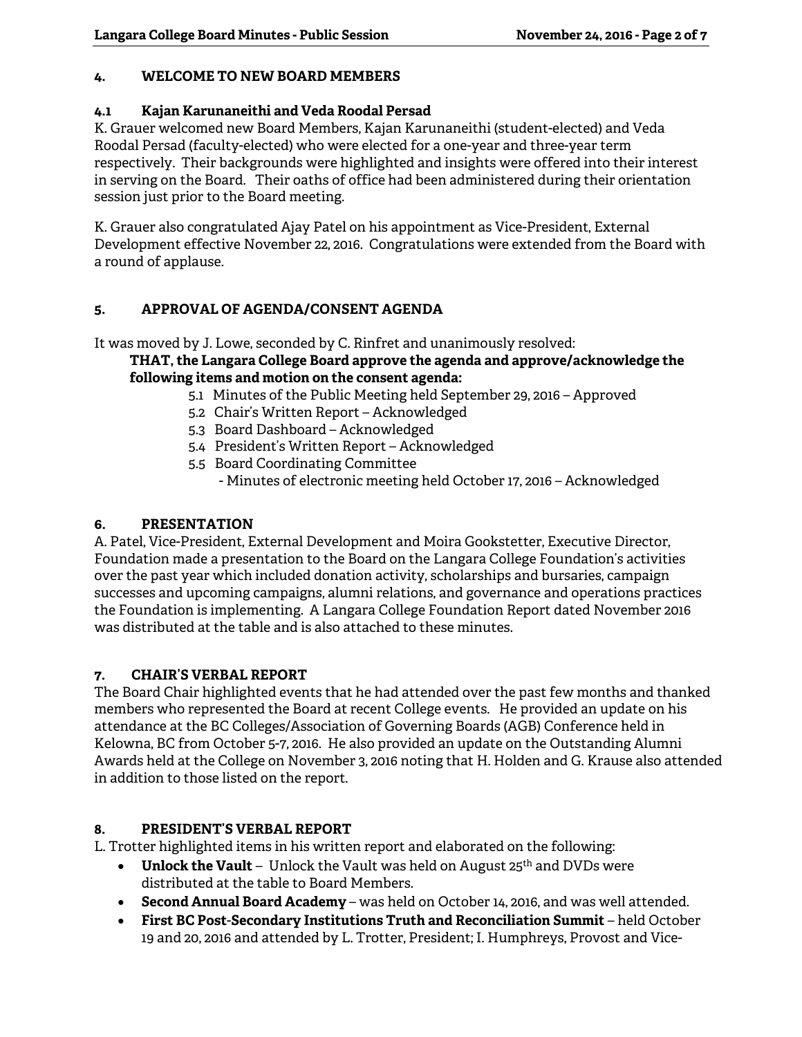## 4. WELCOME TO NEW BOARD MEMBERS

### 4.1 Kajan Karunaneithi and Veda Roodal Persad

K. Grauer welcomed new Board Members, Kajan Karunaneithi (student-elected) and Veda Roodal Persad (faculty-elected) who were elected for a one-year and three-year term respectively. Their backgrounds were highlighted and insights were offered into their interest in serving on the Board. Their oaths of office had been administered during their orientation session just prior to the Board meeting.

K. Grauer also congratulated Ajay Patel on his appointment as Vice-President, External Development effective November 22, 2016. Congratulations were extended from the Board with a round of applause.

## 5. APPROVAL OF AGENDA/CONSENT AGENDA

It was moved by J. Lowe, seconded by C. Rinfret and unanimously resolved:

**THAT, the Langara College Board approve the agenda and approve/acknowledge the following items and motion on the consent agenda:**

- 5.1 Minutes of the Public Meeting held September 29, 2016 – Approved
- 5.2 Chair's Written Report – Acknowledged
- 5.3 Board Dashboard – Acknowledged
- 5.4 President's Written Report – Acknowledged
- 5.5 Board Coordinating Committee
  - Minutes of electronic meeting held October 17, 2016 – Acknowledged

## 6. PRESENTATION

A. Patel, Vice-President, External Development and Moira Gookstetter, Executive Director, Foundation made a presentation to the Board on the Langara College Foundation's activities over the past year which included donation activity, scholarships and bursaries, campaign successes and upcoming campaigns, alumni relations, and governance and operations practices the Foundation is implementing. A Langara College Foundation Report dated November 2016 was distributed at the table and is also attached to these minutes.

## 7. CHAIR'S VERBAL REPORT

The Board Chair highlighted events that he had attended over the past few months and thanked members who represented the Board at recent College events. He provided an update on his attendance at the BC Colleges/Association of Governing Boards (AGB) Conference held in Kelowna, BC from October 5-7, 2016. He also provided an update on the Outstanding Alumni Awards held at the College on November 3, 2016 noting that H. Holden and G. Krause also attended in addition to those listed on the report.

## 8. PRESIDENT'S VERBAL REPORT

L. Trotter highlighted items in his written report and elaborated on the following:

- **Unlock the Vault** – Unlock the Vault was held on August 25th and DVDs were distributed at the table to Board Members.
- **Second Annual Board Academy** – was held on October 14, 2016, and was well attended.
- **First BC Post-Secondary Institutions Truth and Reconciliation Summit** – held October 19 and 20, 2016 and attended by L. Trotter, President; I. Humphreys, Provost and Vice-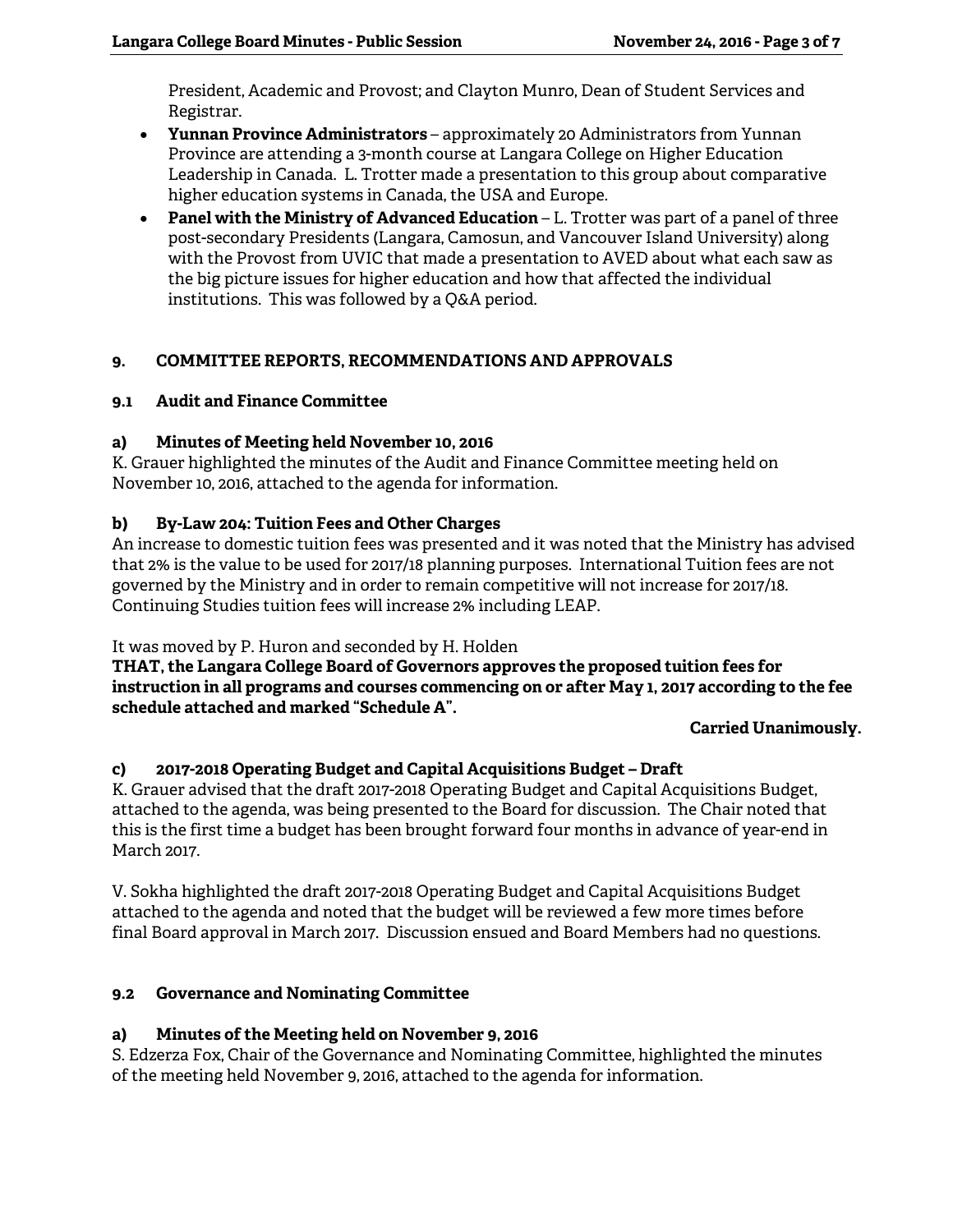President, Academic and Provost; and Clayton Munro, Dean of Student Services and Registrar.

- **Yunnan Province Administrators** – approximately 20 Administrators from Yunnan Province are attending a 3-month course at Langara College on Higher Education Leadership in Canada. L. Trotter made a presentation to this group about comparative higher education systems in Canada, the USA and Europe.
- **Panel with the Ministry of Advanced Education** – L. Trotter was part of a panel of three post-secondary Presidents (Langara, Camosun, and Vancouver Island University) along with the Provost from UVIC that made a presentation to AVED about what each saw as the big picture issues for higher education and how that affected the individual institutions. This was followed by a Q&A period.

## 9. COMMITTEE REPORTS, RECOMMENDATIONS AND APPROVALS

### 9.1 Audit and Finance Committee

#### a) Minutes of Meeting held November 10, 2016

K. Grauer highlighted the minutes of the Audit and Finance Committee meeting held on November 10, 2016, attached to the agenda for information.

#### b) By-Law 204: Tuition Fees and Other Charges

An increase to domestic tuition fees was presented and it was noted that the Ministry has advised that 2% is the value to be used for 2017/18 planning purposes. International Tuition fees are not governed by the Ministry and in order to remain competitive will not increase for 2017/18. Continuing Studies tuition fees will increase 2% including LEAP.

It was moved by P. Huron and seconded by H. Holden

**THAT, the Langara College Board of Governors approves the proposed tuition fees for instruction in all programs and courses commencing on or after May 1, 2017 according to the fee schedule attached and marked "Schedule A".**

**Carried Unanimously.**

#### c) 2017-2018 Operating Budget and Capital Acquisitions Budget – Draft

K. Grauer advised that the draft 2017-2018 Operating Budget and Capital Acquisitions Budget, attached to the agenda, was being presented to the Board for discussion. The Chair noted that this is the first time a budget has been brought forward four months in advance of year-end in March 2017.

V. Sokha highlighted the draft 2017-2018 Operating Budget and Capital Acquisitions Budget attached to the agenda and noted that the budget will be reviewed a few more times before final Board approval in March 2017. Discussion ensued and Board Members had no questions.

### 9.2 Governance and Nominating Committee

#### a) Minutes of the Meeting held on November 9, 2016

S. Edzerza Fox, Chair of the Governance and Nominating Committee, highlighted the minutes of the meeting held November 9, 2016, attached to the agenda for information.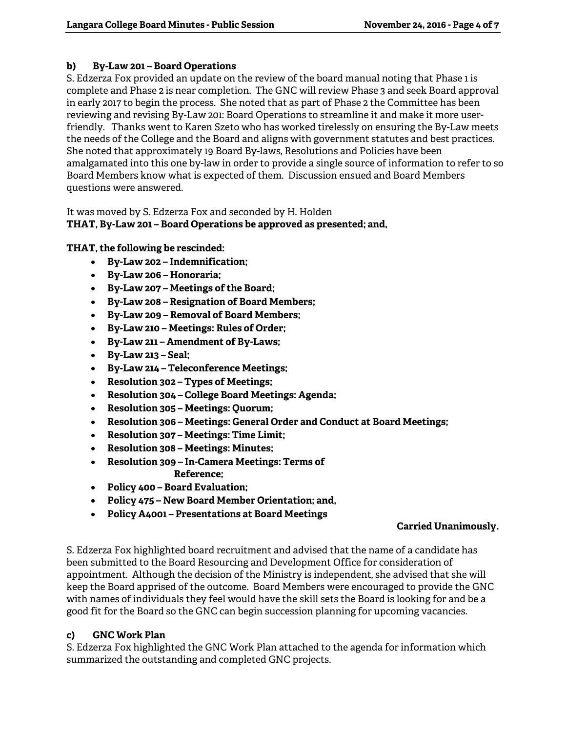### b) By-Law 201 – Board Operations

S. Edzerza Fox provided an update on the review of the board manual noting that Phase 1 is complete and Phase 2 is near completion. The GNC will review Phase 3 and seek Board approval in early 2017 to begin the process. She noted that as part of Phase 2 the Committee has been reviewing and revising By-Law 201: Board Operations to streamline it and make it more user-friendly. Thanks went to Karen Szeto who has worked tirelessly on ensuring the By-Law meets the needs of the College and the Board and aligns with government statutes and best practices. She noted that approximately 19 Board By-laws, Resolutions and Policies have been amalgamated into this one by-law in order to provide a single source of information to refer to so Board Members know what is expected of them. Discussion ensued and Board Members questions were answered.

It was moved by S. Edzerza Fox and seconded by H. Holden
**THAT, By-Law 201 – Board Operations be approved as presented; and,**

**THAT, the following be rescinded:**

- **By-Law 202 – Indemnification;**
- **By-Law 206 – Honoraria;**
- **By-Law 207 – Meetings of the Board;**
- **By-Law 208 – Resignation of Board Members;**
- **By-Law 209 – Removal of Board Members;**
- **By-Law 210 – Meetings: Rules of Order;**
- **By-Law 211 – Amendment of By-Laws;**
- **By-Law 213 – Seal;**
- **By-Law 214 – Teleconference Meetings;**
- **Resolution 302 – Types of Meetings;**
- **Resolution 304 – College Board Meetings: Agenda;**
- **Resolution 305 – Meetings: Quorum;**
- **Resolution 306 – Meetings: General Order and Conduct at Board Meetings;**
- **Resolution 307 – Meetings: Time Limit;**
- **Resolution 308 – Meetings: Minutes;**
- **Resolution 309 – In-Camera Meetings: Terms of Reference;**
- **Policy 400 – Board Evaluation;**
- **Policy 475 – New Board Member Orientation; and,**
- **Policy A4001 – Presentations at Board Meetings**

**Carried Unanimously.**

S. Edzerza Fox highlighted board recruitment and advised that the name of a candidate has been submitted to the Board Resourcing and Development Office for consideration of appointment. Although the decision of the Ministry is independent, she advised that she will keep the Board apprised of the outcome. Board Members were encouraged to provide the GNC with names of individuals they feel would have the skill sets the Board is looking for and be a good fit for the Board so the GNC can begin succession planning for upcoming vacancies.

### c) GNC Work Plan

S. Edzerza Fox highlighted the GNC Work Plan attached to the agenda for information which summarized the outstanding and completed GNC projects.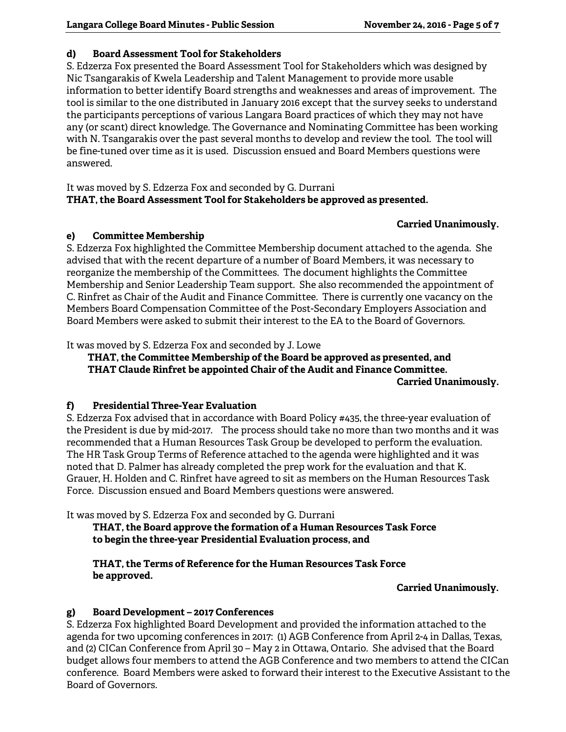### d) Board Assessment Tool for Stakeholders

S. Edzerza Fox presented the Board Assessment Tool for Stakeholders which was designed by Nic Tsangarakis of Kwela Leadership and Talent Management to provide more usable information to better identify Board strengths and weaknesses and areas of improvement. The tool is similar to the one distributed in January 2016 except that the survey seeks to understand the participants perceptions of various Langara Board practices of which they may not have any (or scant) direct knowledge. The Governance and Nominating Committee has been working with N. Tsangarakis over the past several months to develop and review the tool. The tool will be fine-tuned over time as it is used. Discussion ensued and Board Members questions were answered.

It was moved by S. Edzerza Fox and seconded by G. Durrani
**THAT, the Board Assessment Tool for Stakeholders be approved as presented.**

**Carried Unanimously.**

### e) Committee Membership

S. Edzerza Fox highlighted the Committee Membership document attached to the agenda. She advised that with the recent departure of a number of Board Members, it was necessary to reorganize the membership of the Committees. The document highlights the Committee Membership and Senior Leadership Team support. She also recommended the appointment of C. Rinfret as Chair of the Audit and Finance Committee. There is currently one vacancy on the Members Board Compensation Committee of the Post-Secondary Employers Association and Board Members were asked to submit their interest to the EA to the Board of Governors.

It was moved by S. Edzerza Fox and seconded by J. Lowe

**THAT, the Committee Membership of the Board be approved as presented, and THAT Claude Rinfret be appointed Chair of the Audit and Finance Committee.**

**Carried Unanimously.**

### f) Presidential Three-Year Evaluation

S. Edzerza Fox advised that in accordance with Board Policy #435, the three-year evaluation of the President is due by mid-2017. The process should take no more than two months and it was recommended that a Human Resources Task Group be developed to perform the evaluation. The HR Task Group Terms of Reference attached to the agenda were highlighted and it was noted that D. Palmer has already completed the prep work for the evaluation and that K. Grauer, H. Holden and C. Rinfret have agreed to sit as members on the Human Resources Task Force. Discussion ensued and Board Members questions were answered.

It was moved by S. Edzerza Fox and seconded by G. Durrani

**THAT, the Board approve the formation of a Human Resources Task Force to begin the three-year Presidential Evaluation process, and**

**THAT, the Terms of Reference for the Human Resources Task Force be approved.**

**Carried Unanimously.**

### g) Board Development – 2017 Conferences

S. Edzerza Fox highlighted Board Development and provided the information attached to the agenda for two upcoming conferences in 2017: (1) AGB Conference from April 2-4 in Dallas, Texas, and (2) CICan Conference from April 30 – May 2 in Ottawa, Ontario. She advised that the Board budget allows four members to attend the AGB Conference and two members to attend the CICan conference. Board Members were asked to forward their interest to the Executive Assistant to the Board of Governors.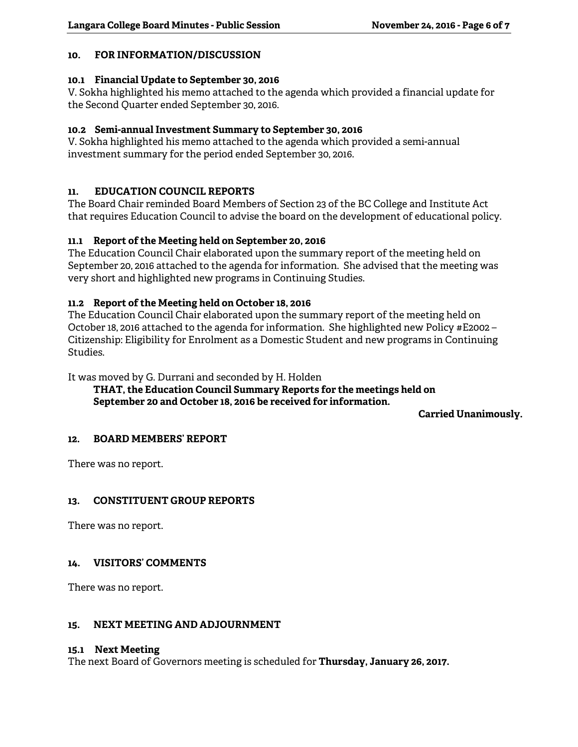## 10. FOR INFORMATION/DISCUSSION

### 10.1 Financial Update to September 30, 2016

V. Sokha highlighted his memo attached to the agenda which provided a financial update for the Second Quarter ended September 30, 2016.

### 10.2 Semi-annual Investment Summary to September 30, 2016

V. Sokha highlighted his memo attached to the agenda which provided a semi-annual investment summary for the period ended September 30, 2016.

## 11. EDUCATION COUNCIL REPORTS

The Board Chair reminded Board Members of Section 23 of the BC College and Institute Act that requires Education Council to advise the board on the development of educational policy.

### 11.1 Report of the Meeting held on September 20, 2016

The Education Council Chair elaborated upon the summary report of the meeting held on September 20, 2016 attached to the agenda for information. She advised that the meeting was very short and highlighted new programs in Continuing Studies.

### 11.2 Report of the Meeting held on October 18, 2016

The Education Council Chair elaborated upon the summary report of the meeting held on October 18, 2016 attached to the agenda for information. She highlighted new Policy #E2002 – Citizenship: Eligibility for Enrolment as a Domestic Student and new programs in Continuing Studies.

It was moved by G. Durrani and seconded by H. Holden

> **THAT, the Education Council Summary Reports for the meetings held on September 20 and October 18, 2016 be received for information.**

**Carried Unanimously.**

## 12. BOARD MEMBERS' REPORT

There was no report.

## 13. CONSTITUENT GROUP REPORTS

There was no report.

## 14. VISITORS' COMMENTS

There was no report.

## 15. NEXT MEETING AND ADJOURNMENT

### 15.1 Next Meeting

The next Board of Governors meeting is scheduled for **Thursday, January 26, 2017.**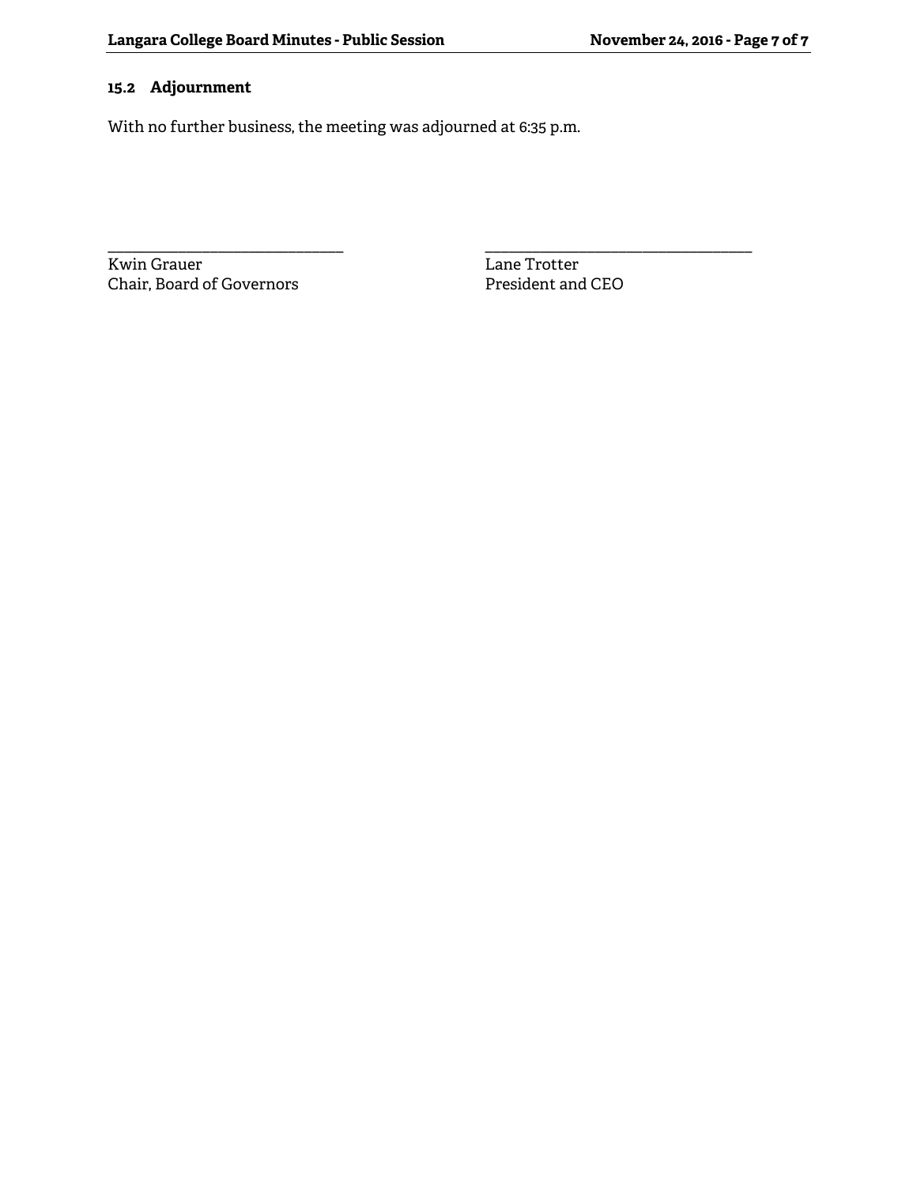### 15.2 Adjournment

With no further business, the meeting was adjourned at 6:35 p.m.

| | |
|---|---|
| _____________________________ | _________________________________ |
| Kwin Grauer | Lane Trotter |
| Chair, Board of Governors | President and CEO |